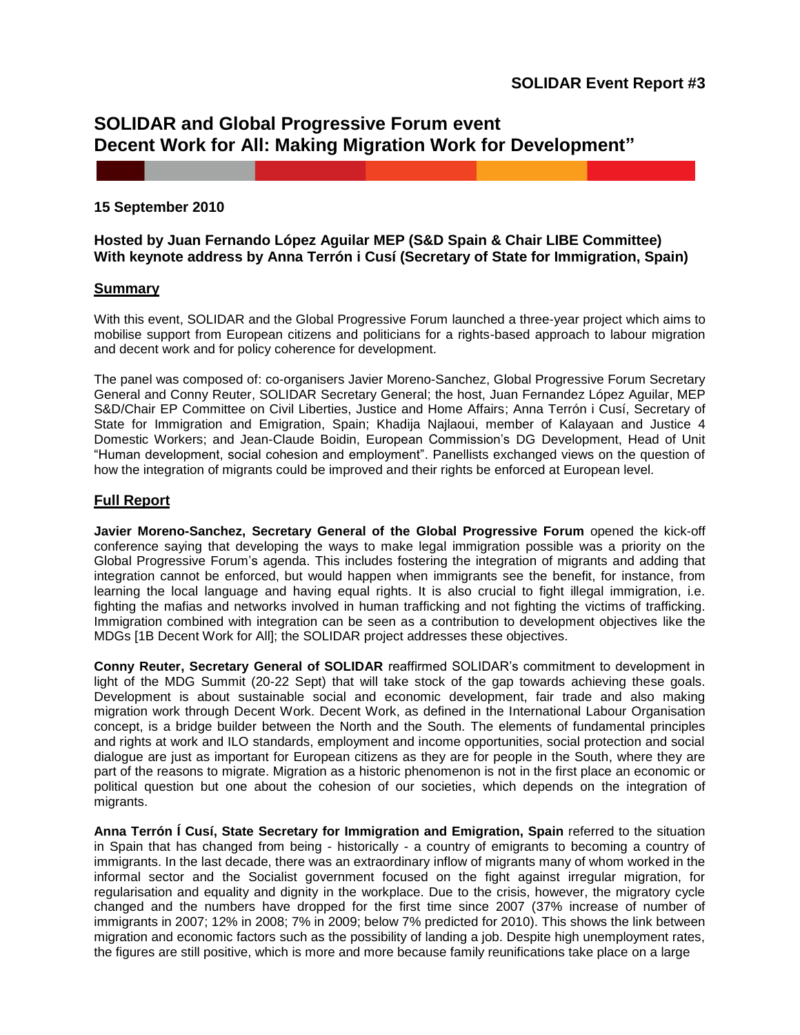**SOLIDAR Event Report #3**

# SOLIDAR and Global Progressive Forum event
# Decent Work for All: Making Migration Work for Development"

**15 September 2010**

**Hosted by Juan Fernando López Aguilar MEP (S&D Spain & Chair LIBE Committee)**
**With keynote address by Anna Terrón i Cusí (Secretary of State for Immigration, Spain)**

## Summary

With this event, SOLIDAR and the Global Progressive Forum launched a three-year project which aims to mobilise support from European citizens and politicians for a rights-based approach to labour migration and decent work and for policy coherence for development.

The panel was composed of: co-organisers Javier Moreno-Sanchez, Global Progressive Forum Secretary General and Conny Reuter, SOLIDAR Secretary General; the host, Juan Fernandez López Aguilar, MEP S&D/Chair EP Committee on Civil Liberties, Justice and Home Affairs; Anna Terrón i Cusí, Secretary of State for Immigration and Emigration, Spain; Khadija Najlaoui, member of Kalayaan and Justice 4 Domestic Workers; and Jean-Claude Boidin, European Commission's DG Development, Head of Unit "Human development, social cohesion and employment". Panellists exchanged views on the question of how the integration of migrants could be improved and their rights be enforced at European level.

## Full Report

**Javier Moreno-Sanchez, Secretary General of the Global Progressive Forum** opened the kick-off conference saying that developing the ways to make legal immigration possible was a priority on the Global Progressive Forum's agenda. This includes fostering the integration of migrants and adding that integration cannot be enforced, but would happen when immigrants see the benefit, for instance, from learning the local language and having equal rights. It is also crucial to fight illegal immigration, i.e. fighting the mafias and networks involved in human trafficking and not fighting the victims of trafficking. Immigration combined with integration can be seen as a contribution to development objectives like the MDGs [1B Decent Work for All]; the SOLIDAR project addresses these objectives.

**Conny Reuter, Secretary General of SOLIDAR** reaffirmed SOLIDAR's commitment to development in light of the MDG Summit (20-22 Sept) that will take stock of the gap towards achieving these goals. Development is about sustainable social and economic development, fair trade and also making migration work through Decent Work. Decent Work, as defined in the International Labour Organisation concept, is a bridge builder between the North and the South. The elements of fundamental principles and rights at work and ILO standards, employment and income opportunities, social protection and social dialogue are just as important for European citizens as they are for people in the South, where they are part of the reasons to migrate. Migration as a historic phenomenon is not in the first place an economic or political question but one about the cohesion of our societies, which depends on the integration of migrants.

**Anna Terrón Í Cusí, State Secretary for Immigration and Emigration, Spain** referred to the situation in Spain that has changed from being - historically - a country of emigrants to becoming a country of immigrants. In the last decade, there was an extraordinary inflow of migrants many of whom worked in the informal sector and the Socialist government focused on the fight against irregular migration, for regularisation and equality and dignity in the workplace. Due to the crisis, however, the migratory cycle changed and the numbers have dropped for the first time since 2007 (37% increase of number of immigrants in 2007; 12% in 2008; 7% in 2009; below 7% predicted for 2010). This shows the link between migration and economic factors such as the possibility of landing a job. Despite high unemployment rates, the figures are still positive, which is more and more because family reunifications take place on a large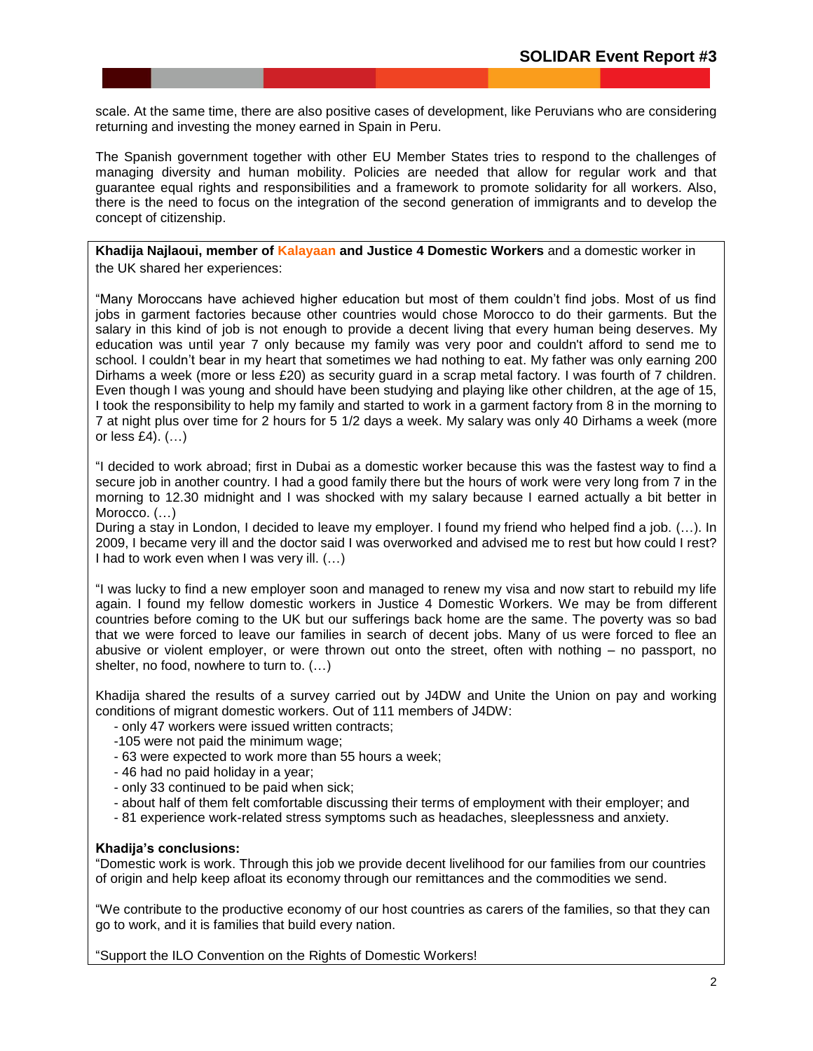scale. At the same time, there are also positive cases of development, like Peruvians who are considering returning and investing the money earned in Spain in Peru.

The Spanish government together with other EU Member States tries to respond to the challenges of managing diversity and human mobility. Policies are needed that allow for regular work and that guarantee equal rights and responsibilities and a framework to promote solidarity for all workers. Also, there is the need to focus on the integration of the second generation of immigrants and to develop the concept of citizenship.

**Khadija Najlaoui, member of Kalayaan and Justice 4 Domestic Workers** and a domestic worker in the UK shared her experiences:

"Many Moroccans have achieved higher education but most of them couldn't find jobs. Most of us find jobs in garment factories because other countries would chose Morocco to do their garments. But the salary in this kind of job is not enough to provide a decent living that every human being deserves. My education was until year 7 only because my family was very poor and couldn't afford to send me to school. I couldn't bear in my heart that sometimes we had nothing to eat. My father was only earning 200 Dirhams a week (more or less £20) as security guard in a scrap metal factory. I was fourth of 7 children. Even though I was young and should have been studying and playing like other children, at the age of 15, I took the responsibility to help my family and started to work in a garment factory from 8 in the morning to 7 at night plus over time for 2 hours for 5 1/2 days a week. My salary was only 40 Dirhams a week (more or less £4). (…)

"I decided to work abroad; first in Dubai as a domestic worker because this was the fastest way to find a secure job in another country. I had a good family there but the hours of work were very long from 7 in the morning to 12.30 midnight and I was shocked with my salary because I earned actually a bit better in Morocco. (…)
During a stay in London, I decided to leave my employer. I found my friend who helped find a job. (…). In 2009, I became very ill and the doctor said I was overworked and advised me to rest but how could I rest? I had to work even when I was very ill. (…)

"I was lucky to find a new employer soon and managed to renew my visa and now start to rebuild my life again. I found my fellow domestic workers in Justice 4 Domestic Workers. We may be from different countries before coming to the UK but our sufferings back home are the same. The poverty was so bad that we were forced to leave our families in search of decent jobs. Many of us were forced to flee an abusive or violent employer, or were thrown out onto the street, often with nothing – no passport, no shelter, no food, nowhere to turn to. (…)

Khadija shared the results of a survey carried out by J4DW and Unite the Union on pay and working conditions of migrant domestic workers. Out of 111 members of J4DW:

- only 47 workers were issued written contracts;
- 105 were not paid the minimum wage;
- 63 were expected to work more than 55 hours a week;
- 46 had no paid holiday in a year;
- only 33 continued to be paid when sick;
- about half of them felt comfortable discussing their terms of employment with their employer; and
- 81 experience work-related stress symptoms such as headaches, sleeplessness and anxiety.

**Khadija's conclusions:**
"Domestic work is work. Through this job we provide decent livelihood for our families from our countries of origin and help keep afloat its economy through our remittances and the commodities we send.

"We contribute to the productive economy of our host countries as carers of the families, so that they can go to work, and it is families that build every nation.

"Support the ILO Convention on the Rights of Domestic Workers!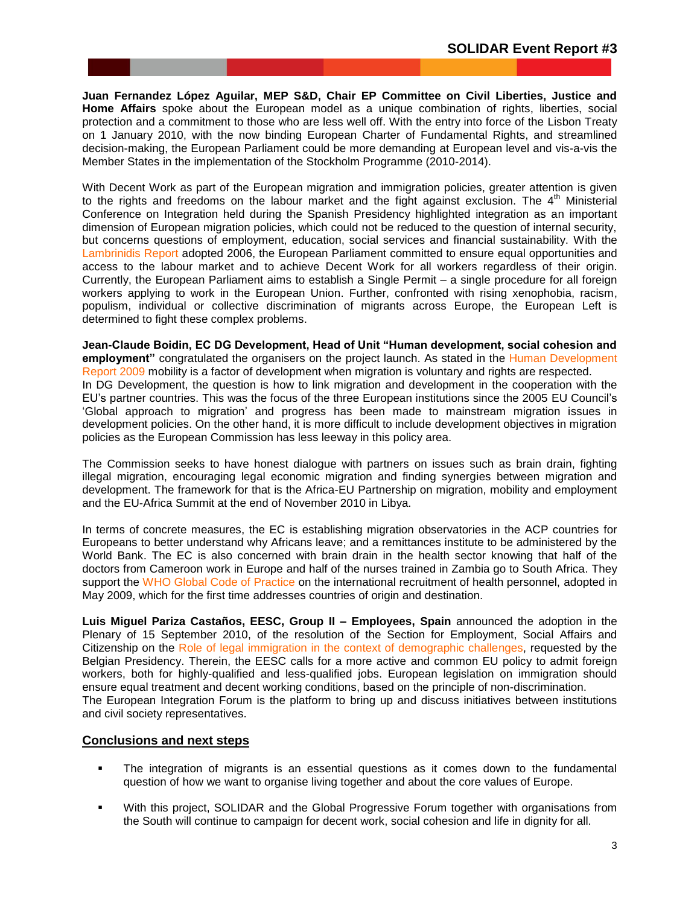**Juan Fernandez López Aguilar, MEP S&D, Chair EP Committee on Civil Liberties, Justice and Home Affairs** spoke about the European model as a unique combination of rights, liberties, social protection and a commitment to those who are less well off. With the entry into force of the Lisbon Treaty on 1 January 2010, with the now binding European Charter of Fundamental Rights, and streamlined decision-making, the European Parliament could be more demanding at European level and vis-a-vis the Member States in the implementation of the Stockholm Programme (2010-2014).

With Decent Work as part of the European migration and immigration policies, greater attention is given to the rights and freedoms on the labour market and the fight against exclusion. The 4th Ministerial Conference on Integration held during the Spanish Presidency highlighted integration as an important dimension of European migration policies, which could not be reduced to the question of internal security, but concerns questions of employment, education, social services and financial sustainability. With the Lambrinidis Report adopted 2006, the European Parliament committed to ensure equal opportunities and access to the labour market and to achieve Decent Work for all workers regardless of their origin. Currently, the European Parliament aims to establish a Single Permit – a single procedure for all foreign workers applying to work in the European Union. Further, confronted with rising xenophobia, racism, populism, individual or collective discrimination of migrants across Europe, the European Left is determined to fight these complex problems.

**Jean-Claude Boidin, EC DG Development, Head of Unit "Human development, social cohesion and employment"** congratulated the organisers on the project launch. As stated in the Human Development Report 2009 mobility is a factor of development when migration is voluntary and rights are respected.
In DG Development, the question is how to link migration and development in the cooperation with the EU's partner countries. This was the focus of the three European institutions since the 2005 EU Council's 'Global approach to migration' and progress has been made to mainstream migration issues in development policies. On the other hand, it is more difficult to include development objectives in migration policies as the European Commission has less leeway in this policy area.

The Commission seeks to have honest dialogue with partners on issues such as brain drain, fighting illegal migration, encouraging legal economic migration and finding synergies between migration and development. The framework for that is the Africa-EU Partnership on migration, mobility and employment and the EU-Africa Summit at the end of November 2010 in Libya.

In terms of concrete measures, the EC is establishing migration observatories in the ACP countries for Europeans to better understand why Africans leave; and a remittances institute to be administered by the World Bank. The EC is also concerned with brain drain in the health sector knowing that half of the doctors from Cameroon work in Europe and half of the nurses trained in Zambia go to South Africa. They support the WHO Global Code of Practice on the international recruitment of health personnel, adopted in May 2009, which for the first time addresses countries of origin and destination.

**Luis Miguel Pariza Castaños, EESC, Group II – Employees, Spain** announced the adoption in the Plenary of 15 September 2010, of the resolution of the Section for Employment, Social Affairs and Citizenship on the Role of legal immigration in the context of demographic challenges, requested by the Belgian Presidency. Therein, the EESC calls for a more active and common EU policy to admit foreign workers, both for highly-qualified and less-qualified jobs. European legislation on immigration should ensure equal treatment and decent working conditions, based on the principle of non-discrimination.
The European Integration Forum is the platform to bring up and discuss initiatives between institutions and civil society representatives.

## Conclusions and next steps

- The integration of migrants is an essential questions as it comes down to the fundamental question of how we want to organise living together and about the core values of Europe.
- With this project, SOLIDAR and the Global Progressive Forum together with organisations from the South will continue to campaign for decent work, social cohesion and life in dignity for all.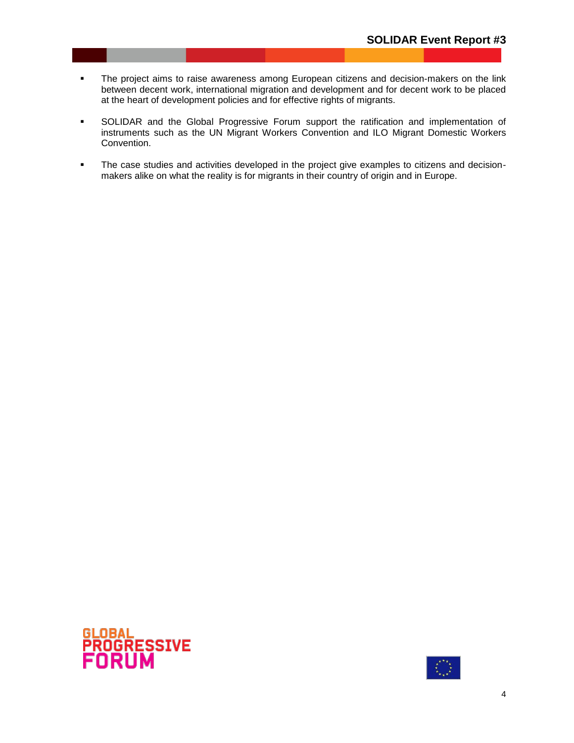- The project aims to raise awareness among European citizens and decision-makers on the link between decent work, international migration and development and for decent work to be placed at the heart of development policies and for effective rights of migrants.

- SOLIDAR and the Global Progressive Forum support the ratification and implementation of instruments such as the UN Migrant Workers Convention and ILO Migrant Domestic Workers Convention.

- The case studies and activities developed in the project give examples to citizens and decision-makers alike on what the reality is for migrants in their country of origin and in Europe.

GLOBAL PROGRESSIVE FORUM